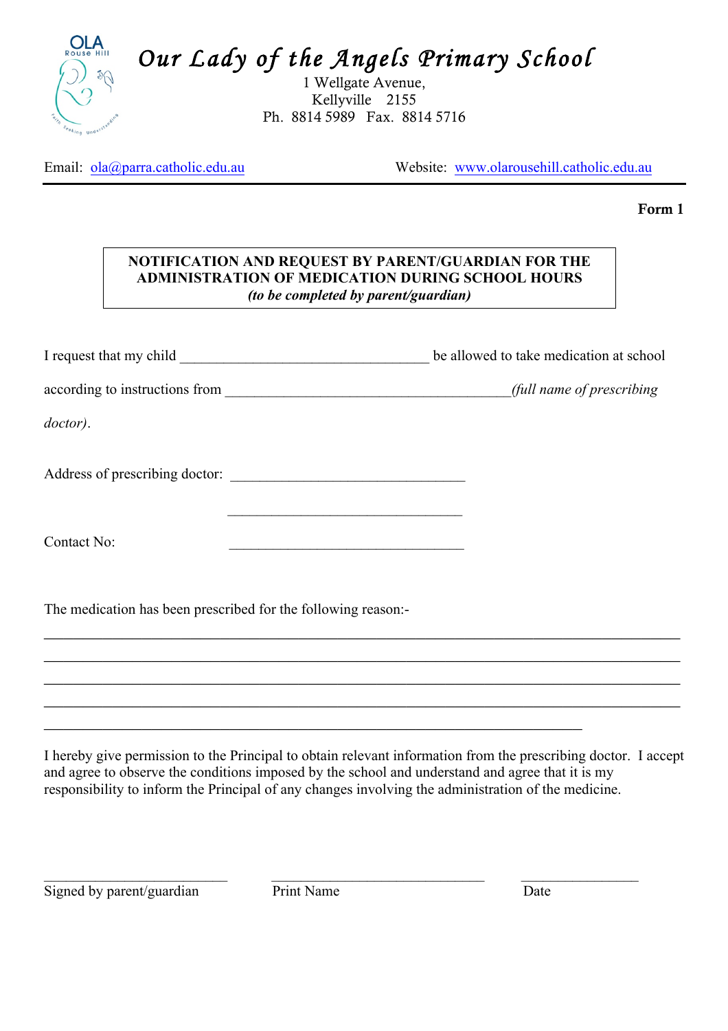# Our Lady of the Angels Primary School

1 Wellgate Avenue,
Kellyville 2155
Ph. 8814 5989 Fax. 8814 5716

Email: ola@parra.catholic.edu.au Website: www.olarousehill.catholic.edu.au

**Form 1**

**NOTIFICATION AND REQUEST BY PARENT/GUARDIAN FOR THE ADMINISTRATION OF MEDICATION DURING SCHOOL HOURS**
***(to be completed by parent/guardian)***

I request that my child __________________________________ be allowed to take medication at school according to instructions from ______________________________________*(full name of prescribing doctor)*.

Address of prescribing doctor: ________________________________

________________________________

Contact No: ________________________________

The medication has been prescribed for the following reason:-

_____________________________________________________________________________________

_____________________________________________________________________________________

_____________________________________________________________________________________

_____________________________________________________________________________________

__________________________________________________________________________

I hereby give permission to the Principal to obtain relevant information from the prescribing doctor. I accept and agree to observe the conditions imposed by the school and understand and agree that it is my responsibility to inform the Principal of any changes involving the administration of the medicine.

_________________________ _____________________________ ________________
Signed by parent/guardian Print Name Date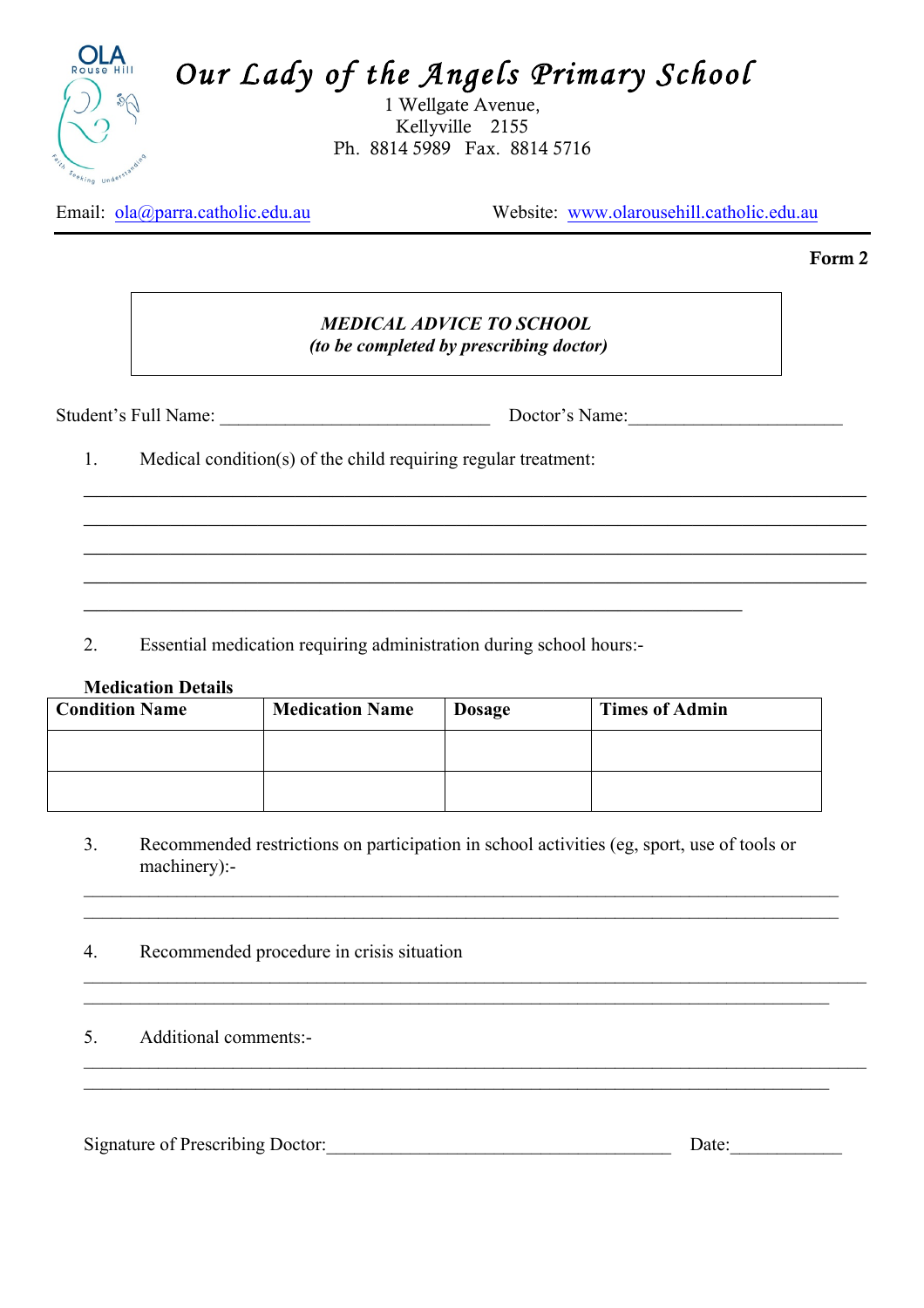# Our Lady of the Angels Primary School

1 Wellgate Avenue,
Kellyville 2155
Ph. 8814 5989 Fax. 8814 5716

Email: ola@parra.catholic.edu.au Website: www.olarousehill.catholic.edu.au

**Form 2**

*MEDICAL ADVICE TO SCHOOL*
*(to be completed by prescribing doctor)*

Student's Full Name: ______________________________ Doctor's Name:______________________

1. Medical condition(s) of the child requiring regular treatment:

______________________________________________________________________________
______________________________________________________________________________
______________________________________________________________________________
______________________________________________________________________________
______________________________________________________________________

2. Essential medication requiring administration during school hours:-

**Medication Details**

| Condition Name | Medication Name | Dosage | Times of Admin |
|---|---|---|---|
| | | | |
| | | | |

3. Recommended restrictions on participation in school activities (eg, sport, use of tools or machinery):-

______________________________________________________________________________
______________________________________________________________________________

4. Recommended procedure in crisis situation

______________________________________________________________________________
______________________________________________________________________________

5. Additional comments:-

______________________________________________________________________________
______________________________________________________________________________

Signature of Prescribing Doctor:_____________________________________ Date:____________